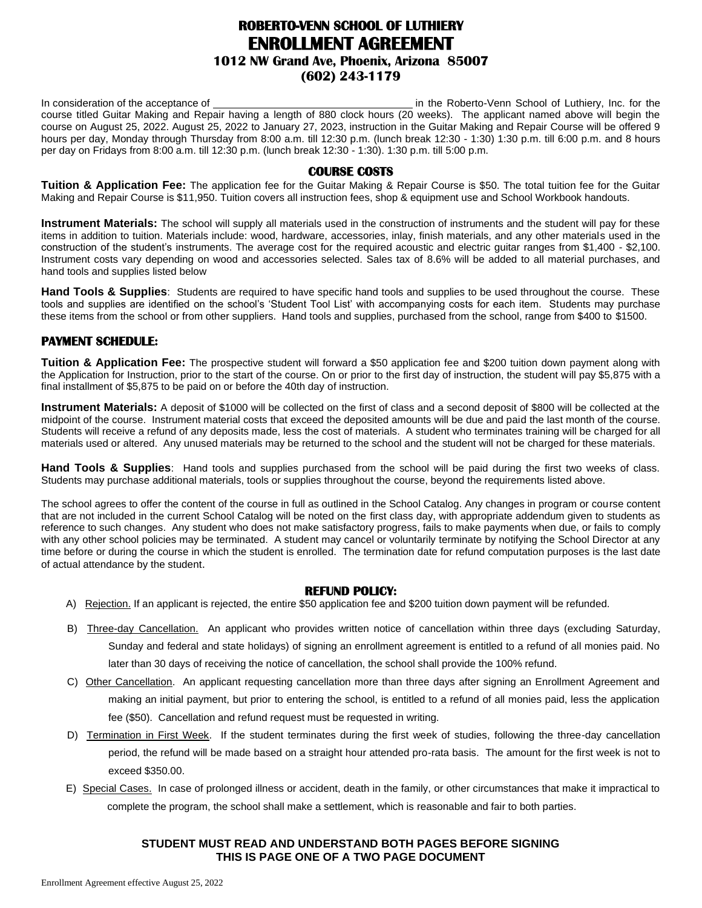# ROBERTO-VENN SCHOOL OF LUTHIERY
# ENROLLMENT AGREEMENT
**1012 NW Grand Ave, Phoenix, Arizona 85007**
**(602) 243-1179**

In consideration of the acceptance of ________________________________ in the Roberto-Venn School of Luthiery, Inc. for the course titled Guitar Making and Repair having a length of 880 clock hours (20 weeks). The applicant named above will begin the course on August 25, 2022. August 25, 2022 to January 27, 2023, instruction in the Guitar Making and Repair Course will be offered 9 hours per day, Monday through Thursday from 8:00 a.m. till 12:30 p.m. (lunch break 12:30 - 1:30) 1:30 p.m. till 6:00 p.m. and 8 hours per day on Fridays from 8:00 a.m. till 12:30 p.m. (lunch break 12:30 - 1:30). 1:30 p.m. till 5:00 p.m.

## COURSE COSTS

**Tuition & Application Fee:** The application fee for the Guitar Making & Repair Course is $50. The total tuition fee for the Guitar Making and Repair Course is $11,950. Tuition covers all instruction fees, shop & equipment use and School Workbook handouts.

**Instrument Materials:** The school will supply all materials used in the construction of instruments and the student will pay for these items in addition to tuition. Materials include: wood, hardware, accessories, inlay, finish materials, and any other materials used in the construction of the student's instruments. The average cost for the required acoustic and electric guitar ranges from $1,400 - $2,100. Instrument costs vary depending on wood and accessories selected. Sales tax of 8.6% will be added to all material purchases, and hand tools and supplies listed below

**Hand Tools & Supplies**: Students are required to have specific hand tools and supplies to be used throughout the course. These tools and supplies are identified on the school's 'Student Tool List' with accompanying costs for each item. Students may purchase these items from the school or from other suppliers. Hand tools and supplies, purchased from the school, range from $400 to $1500.

## PAYMENT SCHEDULE:

**Tuition & Application Fee:** The prospective student will forward a $50 application fee and $200 tuition down payment along with the Application for Instruction, prior to the start of the course. On or prior to the first day of instruction, the student will pay $5,875 with a final installment of $5,875 to be paid on or before the 40th day of instruction.

**Instrument Materials:** A deposit of $1000 will be collected on the first of class and a second deposit of $800 will be collected at the midpoint of the course. Instrument material costs that exceed the deposited amounts will be due and paid the last month of the course. Students will receive a refund of any deposits made, less the cost of materials. A student who terminates training will be charged for all materials used or altered. Any unused materials may be returned to the school and the student will not be charged for these materials.

**Hand Tools & Supplies**: Hand tools and supplies purchased from the school will be paid during the first two weeks of class. Students may purchase additional materials, tools or supplies throughout the course, beyond the requirements listed above.

The school agrees to offer the content of the course in full as outlined in the School Catalog. Any changes in program or course content that are not included in the current School Catalog will be noted on the first class day, with appropriate addendum given to students as reference to such changes. Any student who does not make satisfactory progress, fails to make payments when due, or fails to comply with any other school policies may be terminated. A student may cancel or voluntarily terminate by notifying the School Director at any time before or during the course in which the student is enrolled. The termination date for refund computation purposes is the last date of actual attendance by the student.

## REFUND POLICY:

A) Rejection. If an applicant is rejected, the entire $50 application fee and $200 tuition down payment will be refunded.

B) Three-day Cancellation. An applicant who provides written notice of cancellation within three days (excluding Saturday, Sunday and federal and state holidays) of signing an enrollment agreement is entitled to a refund of all monies paid. No later than 30 days of receiving the notice of cancellation, the school shall provide the 100% refund.

C) Other Cancellation. An applicant requesting cancellation more than three days after signing an Enrollment Agreement and making an initial payment, but prior to entering the school, is entitled to a refund of all monies paid, less the application fee ($50). Cancellation and refund request must be requested in writing.

D) Termination in First Week. If the student terminates during the first week of studies, following the three-day cancellation period, the refund will be made based on a straight hour attended pro-rata basis. The amount for the first week is not to exceed $350.00.

E) Special Cases. In case of prolonged illness or accident, death in the family, or other circumstances that make it impractical to complete the program, the school shall make a settlement, which is reasonable and fair to both parties.

**STUDENT MUST READ AND UNDERSTAND BOTH PAGES BEFORE SIGNING**
**THIS IS PAGE ONE OF A TWO PAGE DOCUMENT**

Enrollment Agreement effective August 25, 2022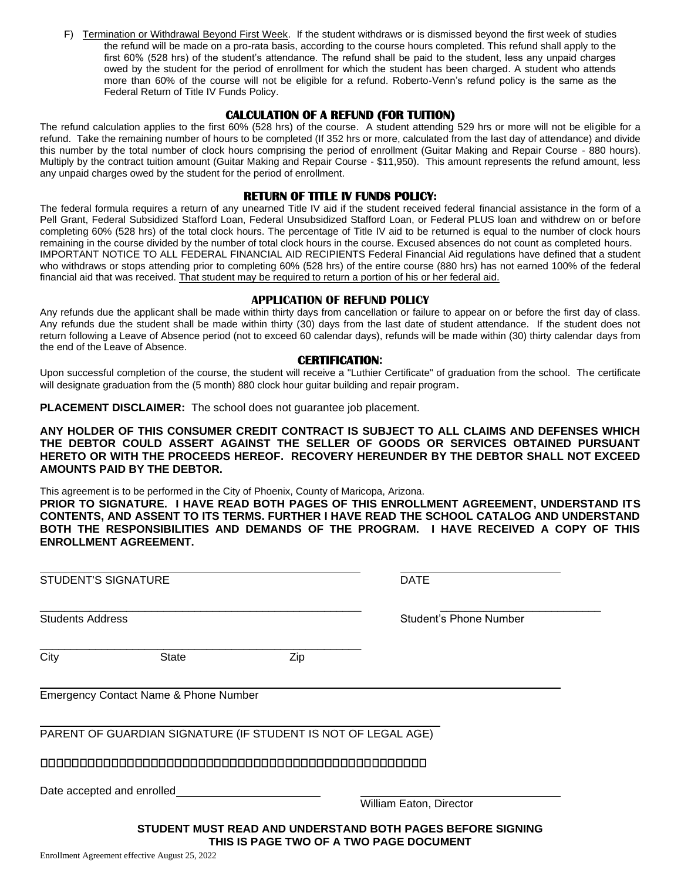F) Termination or Withdrawal Beyond First Week. If the student withdraws or is dismissed beyond the first week of studies the refund will be made on a pro-rata basis, according to the course hours completed. This refund shall apply to the first 60% (528 hrs) of the student's attendance. The refund shall be paid to the student, less any unpaid charges owed by the student for the period of enrollment for which the student has been charged. A student who attends more than 60% of the course will not be eligible for a refund. Roberto-Venn's refund policy is the same as the Federal Return of Title IV Funds Policy.

## CALCULATION OF A REFUND (FOR TUITION)

The refund calculation applies to the first 60% (528 hrs) of the course. A student attending 529 hrs or more will not be eligible for a refund. Take the remaining number of hours to be completed (If 352 hrs or more, calculated from the last day of attendance) and divide this number by the total number of clock hours comprising the period of enrollment (Guitar Making and Repair Course - 880 hours). Multiply by the contract tuition amount (Guitar Making and Repair Course - $11,950). This amount represents the refund amount, less any unpaid charges owed by the student for the period of enrollment.

## RETURN OF TITLE IV FUNDS POLICY:

The federal formula requires a return of any unearned Title IV aid if the student received federal financial assistance in the form of a Pell Grant, Federal Subsidized Stafford Loan, Federal Unsubsidized Stafford Loan, or Federal PLUS loan and withdrew on or before completing 60% (528 hrs) of the total clock hours. The percentage of Title IV aid to be returned is equal to the number of clock hours remaining in the course divided by the number of total clock hours in the course. Excused absences do not count as completed hours.
IMPORTANT NOTICE TO ALL FEDERAL FINANCIAL AID RECIPIENTS Federal Financial Aid regulations have defined that a student who withdraws or stops attending prior to completing 60% (528 hrs) of the entire course (880 hrs) has not earned 100% of the federal financial aid that was received. That student may be required to return a portion of his or her federal aid.

## APPLICATION OF REFUND POLICY

Any refunds due the applicant shall be made within thirty days from cancellation or failure to appear on or before the first day of class. Any refunds due the student shall be made within thirty (30) days from the last date of student attendance. If the student does not return following a Leave of Absence period (not to exceed 60 calendar days), refunds will be made within (30) thirty calendar days from the end of the Leave of Absence.

## CERTIFICATION:

Upon successful completion of the course, the student will receive a "Luthier Certificate" of graduation from the school. The certificate will designate graduation from the (5 month) 880 clock hour guitar building and repair program.

**PLACEMENT DISCLAIMER:** The school does not guarantee job placement.

**ANY HOLDER OF THIS CONSUMER CREDIT CONTRACT IS SUBJECT TO ALL CLAIMS AND DEFENSES WHICH THE DEBTOR COULD ASSERT AGAINST THE SELLER OF GOODS OR SERVICES OBTAINED PURSUANT HERETO OR WITH THE PROCEEDS HEREOF. RECOVERY HEREUNDER BY THE DEBTOR SHALL NOT EXCEED AMOUNTS PAID BY THE DEBTOR.**

This agreement is to be performed in the City of Phoenix, County of Maricopa, Arizona.

**PRIOR TO SIGNATURE. I HAVE READ BOTH PAGES OF THIS ENROLLMENT AGREEMENT, UNDERSTAND ITS CONTENTS, AND ASSENT TO ITS TERMS. FURTHER I HAVE READ THE SCHOOL CATALOG AND UNDERSTAND BOTH THE RESPONSIBILITIES AND DEMANDS OF THE PROGRAM. I HAVE RECEIVED A COPY OF THIS ENROLLMENT AGREEMENT.**

STUDENT'S SIGNATURE ______________________ DATE ______________

Students Address ______________________ Student's Phone Number ______________

City State Zip ______________________

Emergency Contact Name & Phone Number ______________________

PARENT OF GUARDIAN SIGNATURE (IF STUDENT IS NOT OF LEGAL AGE) ______________________

Date accepted and enrolled ______________ William Eaton, Director ______________

**STUDENT MUST READ AND UNDERSTAND BOTH PAGES BEFORE SIGNING**
**THIS IS PAGE TWO OF A TWO PAGE DOCUMENT**

Enrollment Agreement effective August 25, 2022